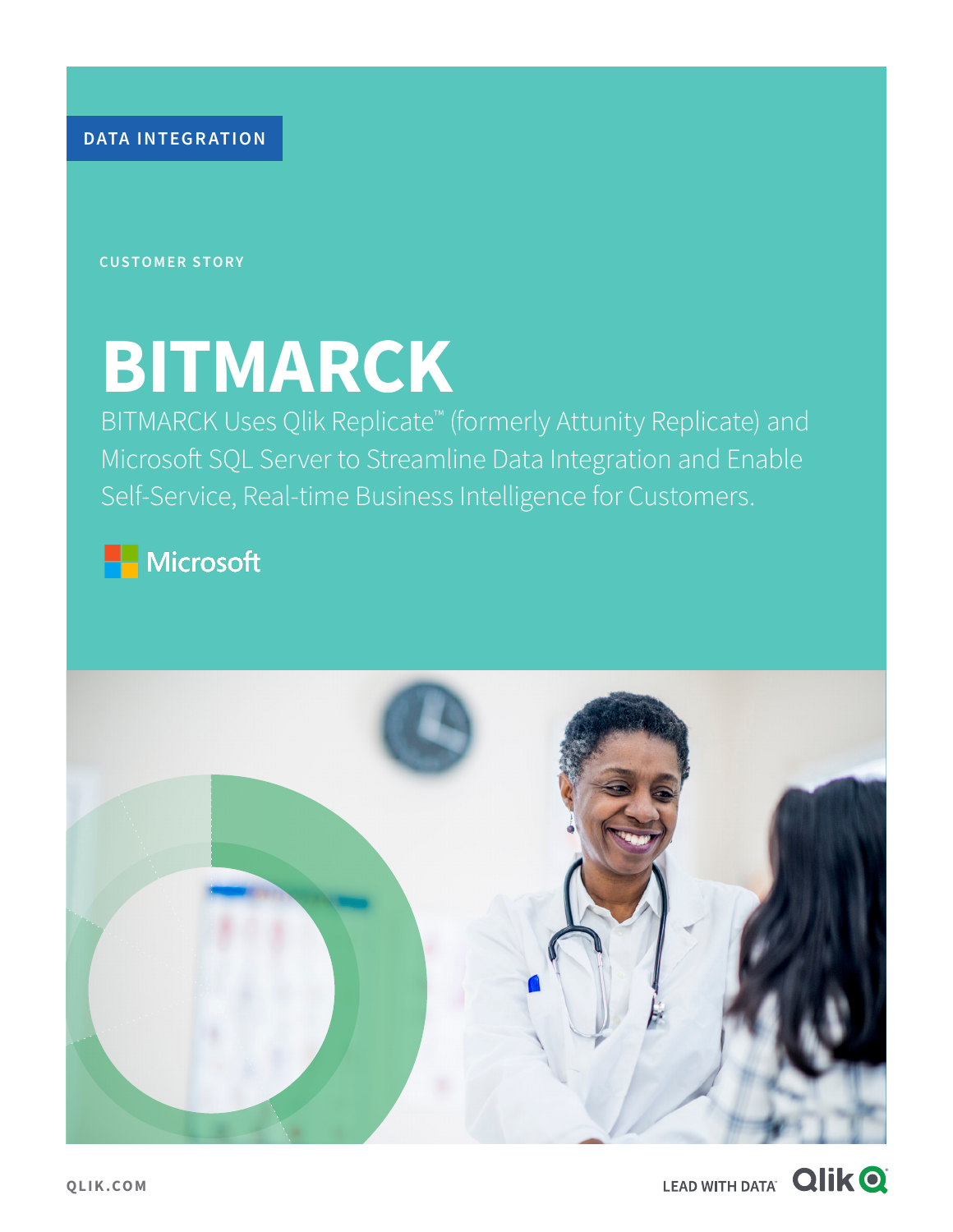DATA INTEGRATION

CUSTOMER STORY

# BITMARCK

BITMARCK Uses Qlik Replicate™ (formerly Attunity Replicate) and Microsoft SQL Server to Streamline Data Integration and Enable Self-Service, Real-time Business Intelligence for Customers.

Microsoft

QLIK.COM

LEAD WITH DATA Qlik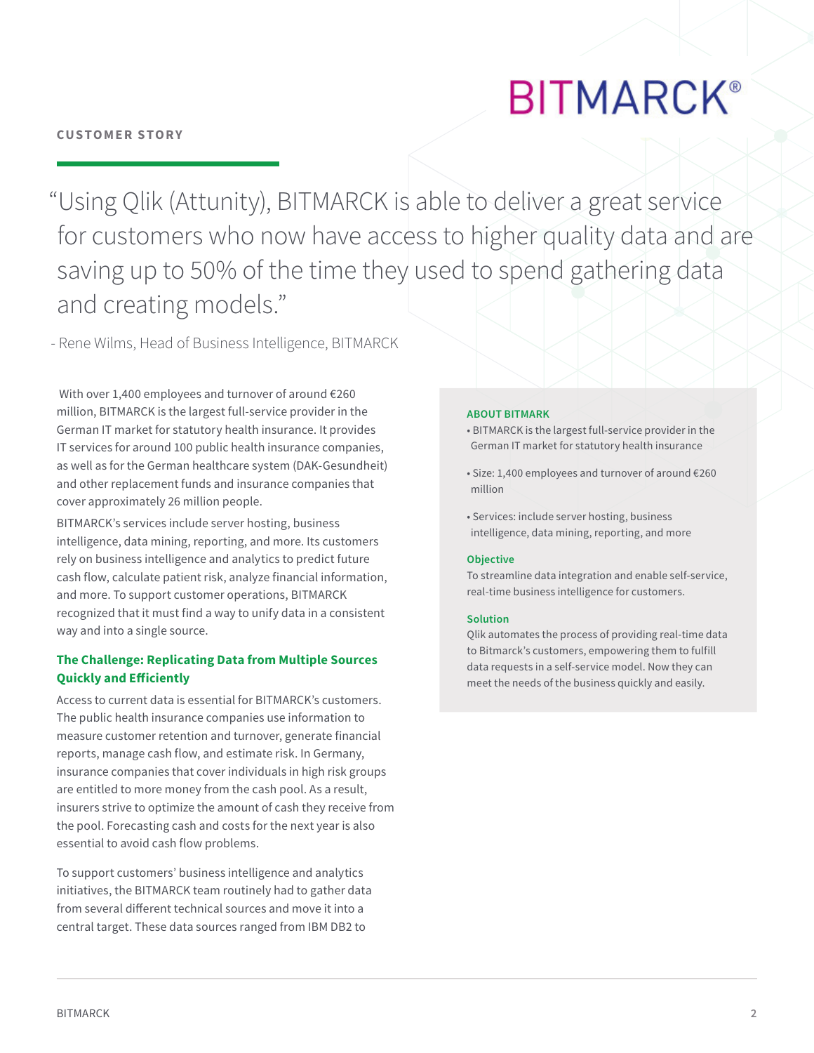BITMARCK®

**CUSTOMER STORY**

> "Using Qlik (Attunity), BITMARCK is able to deliver a great service for customers who now have access to higher quality data and are saving up to 50% of the time they used to spend gathering data and creating models."
>
> \- Rene Wilms, Head of Business Intelligence, BITMARCK

With over 1,400 employees and turnover of around €260 million, BITMARCK is the largest full-service provider in the German IT market for statutory health insurance. It provides IT services for around 100 public health insurance companies, as well as for the German healthcare system (DAK-Gesundheit) and other replacement funds and insurance companies that cover approximately 26 million people.

BITMARCK's services include server hosting, business intelligence, data mining, reporting, and more. Its customers rely on business intelligence and analytics to predict future cash flow, calculate patient risk, analyze financial information, and more. To support customer operations, BITMARCK recognized that it must find a way to unify data in a consistent way and into a single source.

### The Challenge: Replicating Data from Multiple Sources Quickly and Efficiently

Access to current data is essential for BITMARCK's customers. The public health insurance companies use information to measure customer retention and turnover, generate financial reports, manage cash flow, and estimate risk. In Germany, insurance companies that cover individuals in high risk groups are entitled to more money from the cash pool. As a result, insurers strive to optimize the amount of cash they receive from the pool. Forecasting cash and costs for the next year is also essential to avoid cash flow problems.

To support customers' business intelligence and analytics initiatives, the BITMARCK team routinely had to gather data from several different technical sources and move it into a central target. These data sources ranged from IBM DB2 to

#### ABOUT BITMARK

- BITMARCK is the largest full-service provider in the German IT market for statutory health insurance
- Size: 1,400 employees and turnover of around €260 million
- Services: include server hosting, business intelligence, data mining, reporting, and more

#### Objective

To streamline data integration and enable self-service, real-time business intelligence for customers.

#### Solution

Qlik automates the process of providing real-time data to Bitmarck's customers, empowering them to fulfill data requests in a self-service model. Now they can meet the needs of the business quickly and easily.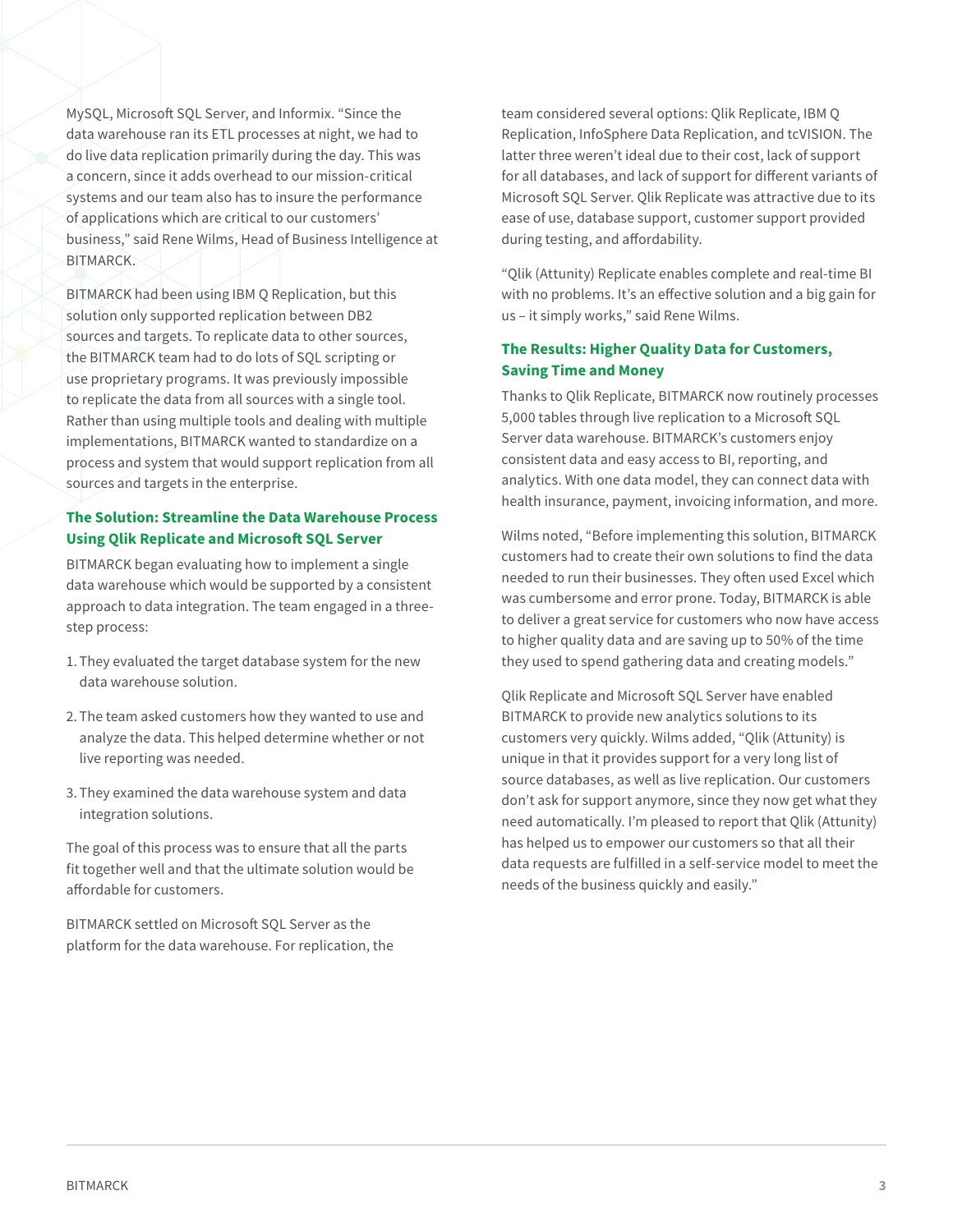MySQL, Microsoft SQL Server, and Informix. "Since the data warehouse ran its ETL processes at night, we had to do live data replication primarily during the day. This was a concern, since it adds overhead to our mission-critical systems and our team also has to insure the performance of applications which are critical to our customers' business," said Rene Wilms, Head of Business Intelligence at BITMARCK.

BITMARCK had been using IBM Q Replication, but this solution only supported replication between DB2 sources and targets. To replicate data to other sources, the BITMARCK team had to do lots of SQL scripting or use proprietary programs. It was previously impossible to replicate the data from all sources with a single tool. Rather than using multiple tools and dealing with multiple implementations, BITMARCK wanted to standardize on a process and system that would support replication from all sources and targets in the enterprise.

## The Solution: Streamline the Data Warehouse Process Using Qlik Replicate and Microsoft SQL Server

BITMARCK began evaluating how to implement a single data warehouse which would be supported by a consistent approach to data integration. The team engaged in a three-step process:

1. They evaluated the target database system for the new data warehouse solution.
2. The team asked customers how they wanted to use and analyze the data. This helped determine whether or not live reporting was needed.
3. They examined the data warehouse system and data integration solutions.

The goal of this process was to ensure that all the parts fit together well and that the ultimate solution would be affordable for customers.

BITMARCK settled on Microsoft SQL Server as the platform for the data warehouse. For replication, the team considered several options: Qlik Replicate, IBM Q Replication, InfoSphere Data Replication, and tcVISION. The latter three weren't ideal due to their cost, lack of support for all databases, and lack of support for different variants of Microsoft SQL Server. Qlik Replicate was attractive due to its ease of use, database support, customer support provided during testing, and affordability.

"Qlik (Attunity) Replicate enables complete and real-time BI with no problems. It's an effective solution and a big gain for us – it simply works," said Rene Wilms.

## The Results: Higher Quality Data for Customers, Saving Time and Money

Thanks to Qlik Replicate, BITMARCK now routinely processes 5,000 tables through live replication to a Microsoft SQL Server data warehouse. BITMARCK's customers enjoy consistent data and easy access to BI, reporting, and analytics. With one data model, they can connect data with health insurance, payment, invoicing information, and more.

Wilms noted, "Before implementing this solution, BITMARCK customers had to create their own solutions to find the data needed to run their businesses. They often used Excel which was cumbersome and error prone. Today, BITMARCK is able to deliver a great service for customers who now have access to higher quality data and are saving up to 50% of the time they used to spend gathering data and creating models."

Qlik Replicate and Microsoft SQL Server have enabled BITMARCK to provide new analytics solutions to its customers very quickly. Wilms added, "Qlik (Attunity) is unique in that it provides support for a very long list of source databases, as well as live replication. Our customers don't ask for support anymore, since they now get what they need automatically. I'm pleased to report that Qlik (Attunity) has helped us to empower our customers so that all their data requests are fulfilled in a self-service model to meet the needs of the business quickly and easily."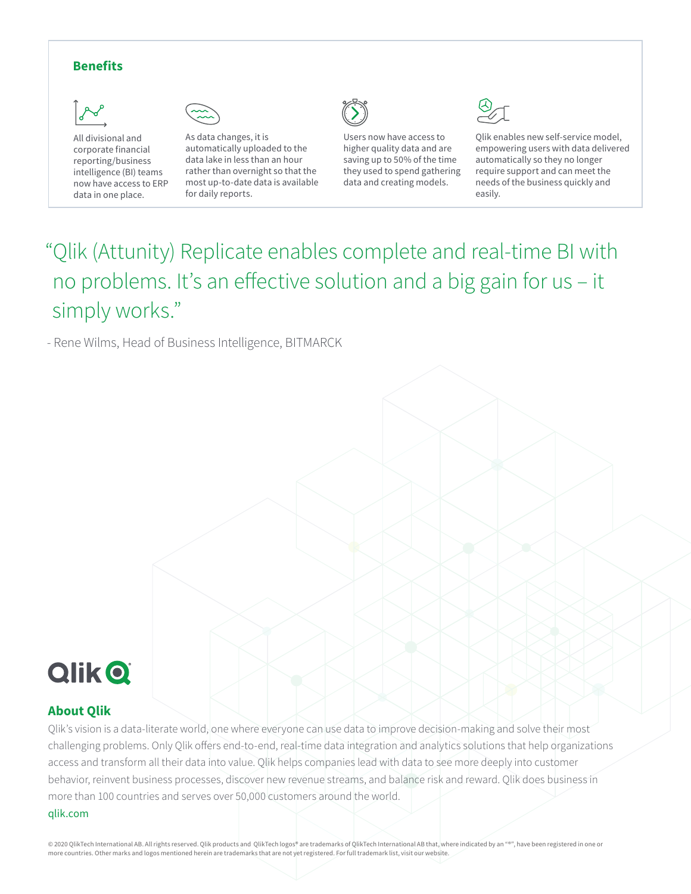## Benefits

- All divisional and corporate financial reporting/business intelligence (BI) teams now have access to ERP data in one place.
- As data changes, it is automatically uploaded to the data lake in less than an hour rather than overnight so that the most up-to-date data is available for daily reports.
- Users now have access to higher quality data and are saving up to 50% of the time they used to spend gathering data and creating models.
- Qlik enables new self-service model, empowering users with data delivered automatically so they no longer require support and can meet the needs of the business quickly and easily.

> "Qlik (Attunity) Replicate enables complete and real-time BI with no problems. It's an effective solution and a big gain for us – it simply works."

- Rene Wilms, Head of Business Intelligence, BITMARCK

Qlik

## About Qlik

Qlik's vision is a data-literate world, one where everyone can use data to improve decision-making and solve their most challenging problems. Only Qlik offers end-to-end, real-time data integration and analytics solutions that help organizations access and transform all their data into value. Qlik helps companies lead with data to see more deeply into customer behavior, reinvent business processes, discover new revenue streams, and balance risk and reward. Qlik does business in more than 100 countries and serves over 50,000 customers around the world.

qlik.com

© 2020 QlikTech International AB. All rights reserved. Qlik products and QlikTech logos® are trademarks of QlikTech International AB that, where indicated by an "®", have been registered in one or more countries. Other marks and logos mentioned herein are trademarks that are not yet registered. For full trademark list, visit our website.